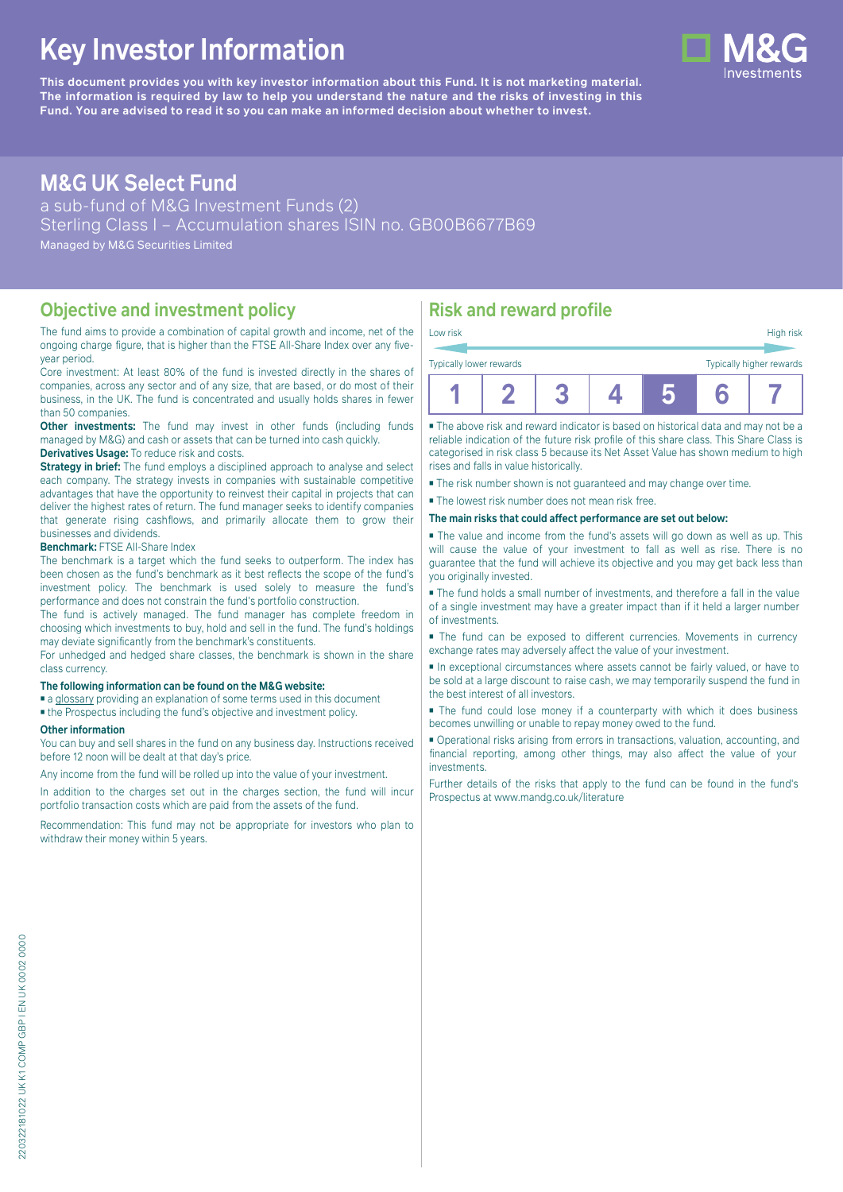# Key Investor Information

**This document provides you with key investor information about this Fund. It is not marketing material. The information is required by law to help you understand the nature and the risks of investing in this Fund. You are advised to read it so you can make an informed decision about whether to invest.**

## M&G UK Select Fund

a sub-fund of M&G Investment Funds (2)
Sterling Class I – Accumulation shares ISIN no. GB00B6677B69
Managed by M&G Securities Limited

## Objective and investment policy

The fund aims to provide a combination of capital growth and income, net of the ongoing charge figure, that is higher than the FTSE All-Share Index over any five-year period.

Core investment: At least 80% of the fund is invested directly in the shares of companies, across any sector and of any size, that are based, or do most of their business, in the UK. The fund is concentrated and usually holds shares in fewer than 50 companies.

**Other investments:** The fund may invest in other funds (including funds managed by M&G) and cash or assets that can be turned into cash quickly.

**Derivatives Usage:** To reduce risk and costs.

**Strategy in brief:** The fund employs a disciplined approach to analyse and select each company. The strategy invests in companies with sustainable competitive advantages that have the opportunity to reinvest their capital in projects that can deliver the highest rates of return. The fund manager seeks to identify companies that generate rising cashflows, and primarily allocate them to grow their businesses and dividends.

**Benchmark:** FTSE All-Share Index

The benchmark is a target which the fund seeks to outperform. The index has been chosen as the fund's benchmark as it best reflects the scope of the fund's investment policy. The benchmark is used solely to measure the fund's performance and does not constrain the fund's portfolio construction.

The fund is actively managed. The fund manager has complete freedom in choosing which investments to buy, hold and sell in the fund. The fund's holdings may deviate significantly from the benchmark's constituents.

For unhedged and hedged share classes, the benchmark is shown in the share class currency.

**The following information can be found on the M&G website:**

- a glossary providing an explanation of some terms used in this document
- the Prospectus including the fund's objective and investment policy.

**Other information**

You can buy and sell shares in the fund on any business day. Instructions received before 12 noon will be dealt at that day's price.

Any income from the fund will be rolled up into the value of your investment.

In addition to the charges set out in the charges section, the fund will incur portfolio transaction costs which are paid from the assets of the fund.

Recommendation: This fund may not be appropriate for investors who plan to withdraw their money within 5 years.

## Risk and reward profile

Low risk — High risk

Typically lower rewards — Typically higher rewards

| 1 | 2 | 3 | 4 | **5** | 6 | 7 |
|---|---|---|---|---|---|---|

- The above risk and reward indicator is based on historical data and may not be a reliable indication of the future risk profile of this share class. This Share Class is categorised in risk class 5 because its Net Asset Value has shown medium to high rises and falls in value historically.
- The risk number shown is not guaranteed and may change over time.
- The lowest risk number does not mean risk free.

**The main risks that could affect performance are set out below:**

- The value and income from the fund's assets will go down as well as up. This will cause the value of your investment to fall as well as rise. There is no guarantee that the fund will achieve its objective and you may get back less than you originally invested.
- The fund holds a small number of investments, and therefore a fall in the value of a single investment may have a greater impact than if it held a larger number of investments.
- The fund can be exposed to different currencies. Movements in currency exchange rates may adversely affect the value of your investment.
- In exceptional circumstances where assets cannot be fairly valued, or have to be sold at a large discount to raise cash, we may temporarily suspend the fund in the best interest of all investors.
- The fund could lose money if a counterparty with which it does business becomes unwilling or unable to repay money owed to the fund.
- Operational risks arising from errors in transactions, valuation, accounting, and financial reporting, among other things, may also affect the value of your investments.

Further details of the risks that apply to the fund can be found in the fund's Prospectus at www.mandg.co.uk/literature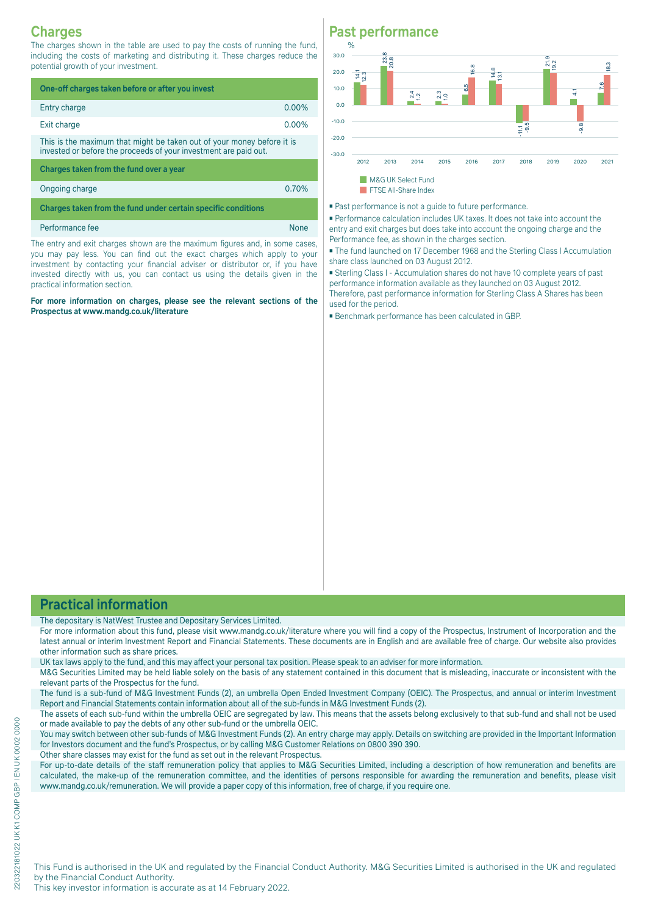## Charges

The charges shown in the table are used to pay the costs of running the fund, including the costs of marketing and distributing it. These charges reduce the potential growth of your investment.

| One-off charges taken before or after you invest | |
|---|---|
| Entry charge | 0.00% |
| Exit charge | 0.00% |
| This is the maximum that might be taken out of your money before it is invested or before the proceeds of your investment are paid out. | |
| **Charges taken from the fund over a year** | |
| Ongoing charge | 0.70% |
| **Charges taken from the fund under certain specific conditions** | |
| Performance fee | None |

The entry and exit charges shown are the maximum figures and, in some cases, you may pay less. You can find out the exact charges which apply to your investment by contacting your financial adviser or distributor or, if you have invested directly with us, you can contact us using the details given in the practical information section.

**For more information on charges, please see the relevant sections of the Prospectus at www.mandg.co.uk/literature**

## Past performance

%

30.0
20.0
10.0
0.0
-10.0
-20.0
-30.0

2012: 14.1, 12.3
2013: 23.8, 20.8
2014: 2.4, 1.2
2015: 2.3, 1.0
2016: 6.5, 16.8
2017: 14.8, 13.1
2018: -11.1, -9.5
2019: 21.9, 19.2
2020: 4.1, -9.8
2021: 7.6, 18.3

M&G UK Select Fund
FTSE All-Share Index

- Past performance is not a guide to future performance.
- Performance calculation includes UK taxes. It does not take into account the entry and exit charges but does take into account the ongoing charge and the Performance fee, as shown in the charges section.
- The fund launched on 17 December 1968 and the Sterling Class I Accumulation share class launched on 03 August 2012.
- Sterling Class I - Accumulation shares do not have 10 complete years of past performance information available as they launched on 03 August 2012. Therefore, past performance information for Sterling Class A Shares has been used for the period.
- Benchmark performance has been calculated in GBP.

## Practical information

The depositary is NatWest Trustee and Depositary Services Limited.

For more information about this fund, please visit www.mandg.co.uk/literature where you will find a copy of the Prospectus, Instrument of Incorporation and the latest annual or interim Investment Report and Financial Statements. These documents are in English and are available free of charge. Our website also provides other information such as share prices.

UK tax laws apply to the fund, and this may affect your personal tax position. Please speak to an adviser for more information.

M&G Securities Limited may be held liable solely on the basis of any statement contained in this document that is misleading, inaccurate or inconsistent with the relevant parts of the Prospectus for the fund.

The fund is a sub-fund of M&G Investment Funds (2), an umbrella Open Ended Investment Company (OEIC). The Prospectus, and annual or interim Investment Report and Financial Statements contain information about all of the sub-funds in M&G Investment Funds (2).

The assets of each sub-fund within the umbrella OEIC are segregated by law. This means that the assets belong exclusively to that sub-fund and shall not be used or made available to pay the debts of any other sub-fund or the umbrella OEIC.

You may switch between other sub-funds of M&G Investment Funds (2). An entry charge may apply. Details on switching are provided in the Important Information for Investors document and the fund's Prospectus, or by calling M&G Customer Relations on 0800 390 390.

Other share classes may exist for the fund as set out in the relevant Prospectus.

For up-to-date details of the staff remuneration policy that applies to M&G Securities Limited, including a description of how remuneration and benefits are calculated, the make-up of the remuneration committee, and the identities of persons responsible for awarding the remuneration and benefits, please visit www.mandg.co.uk/remuneration. We will provide a paper copy of this information, free of charge, if you require one.

220322181022 UK K1 COMP GBP I EN UK 0002 0000

This Fund is authorised in the UK and regulated by the Financial Conduct Authority. M&G Securities Limited is authorised in the UK and regulated by the Financial Conduct Authority.
This key investor information is accurate as at 14 February 2022.